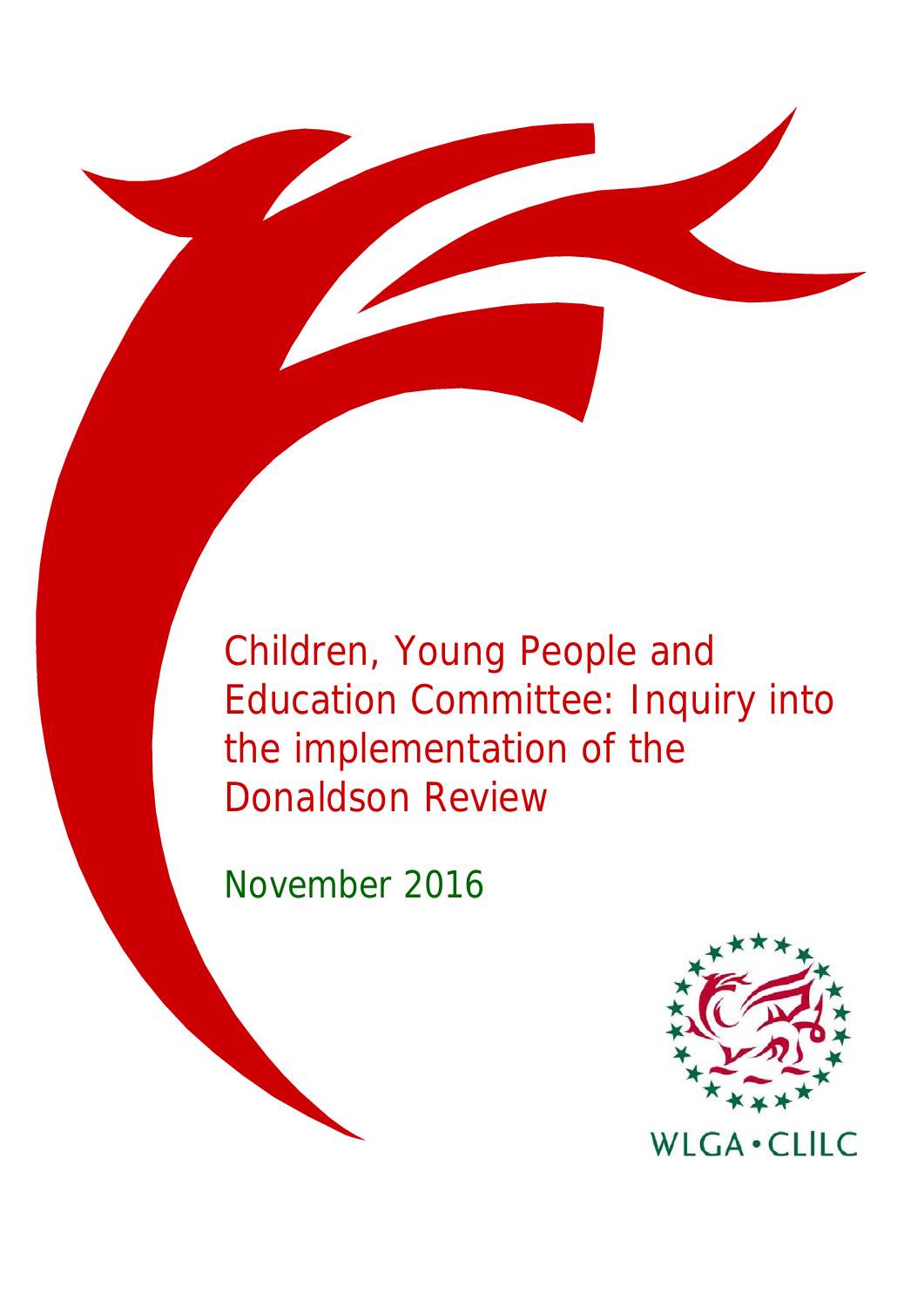# Children, Young People and Education Committee: Inquiry into the implementation of the Donaldson Review

November 2016

WLGA • CLlLC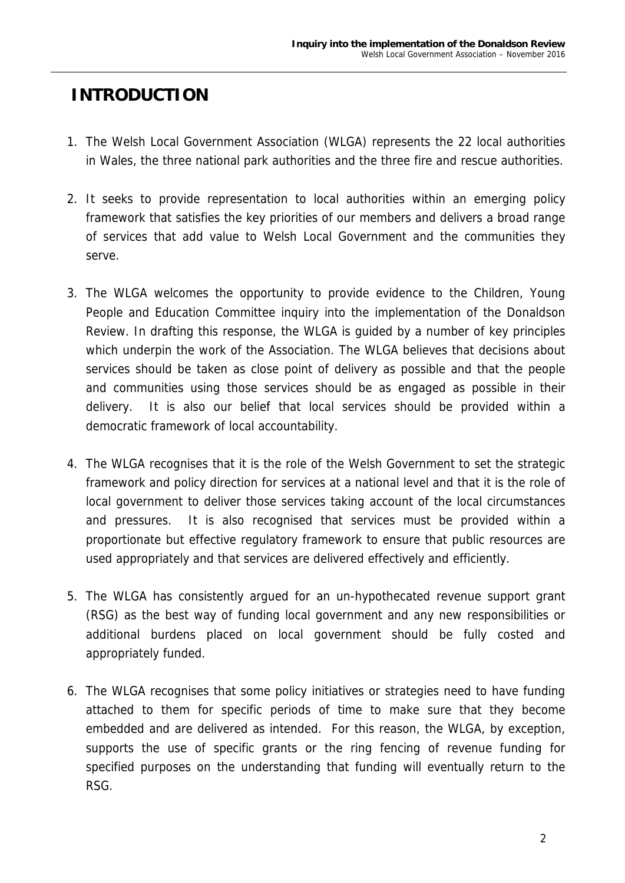# INTRODUCTION

1. The Welsh Local Government Association (WLGA) represents the 22 local authorities in Wales, the three national park authorities and the three fire and rescue authorities.

2. It seeks to provide representation to local authorities within an emerging policy framework that satisfies the key priorities of our members and delivers a broad range of services that add value to Welsh Local Government and the communities they serve.

3. The WLGA welcomes the opportunity to provide evidence to the Children, Young People and Education Committee inquiry into the implementation of the Donaldson Review. In drafting this response, the WLGA is guided by a number of key principles which underpin the work of the Association. The WLGA believes that decisions about services should be taken as close point of delivery as possible and that the people and communities using those services should be as engaged as possible in their delivery. It is also our belief that local services should be provided within a democratic framework of local accountability.

4. The WLGA recognises that it is the role of the Welsh Government to set the strategic framework and policy direction for services at a national level and that it is the role of local government to deliver those services taking account of the local circumstances and pressures. It is also recognised that services must be provided within a proportionate but effective regulatory framework to ensure that public resources are used appropriately and that services are delivered effectively and efficiently.

5. The WLGA has consistently argued for an un-hypothecated revenue support grant (RSG) as the best way of funding local government and any new responsibilities or additional burdens placed on local government should be fully costed and appropriately funded.

6. The WLGA recognises that some policy initiatives or strategies need to have funding attached to them for specific periods of time to make sure that they become embedded and are delivered as intended. For this reason, the WLGA, by exception, supports the use of specific grants or the ring fencing of revenue funding for specified purposes on the understanding that funding will eventually return to the RSG.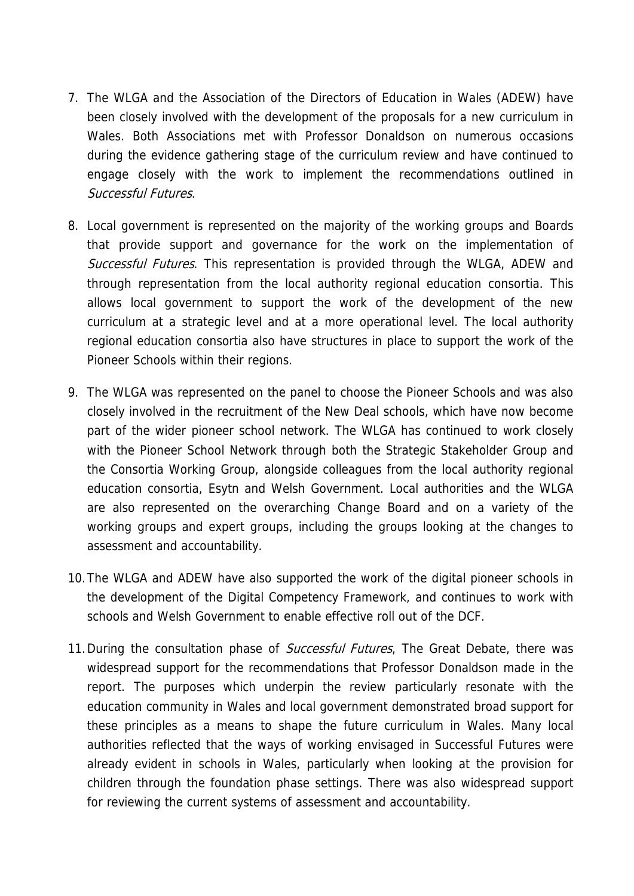7. The WLGA and the Association of the Directors of Education in Wales (ADEW) have been closely involved with the development of the proposals for a new curriculum in Wales. Both Associations met with Professor Donaldson on numerous occasions during the evidence gathering stage of the curriculum review and have continued to engage closely with the work to implement the recommendations outlined in *Successful Futures*.

8. Local government is represented on the majority of the working groups and Boards that provide support and governance for the work on the implementation of *Successful Futures*. This representation is provided through the WLGA, ADEW and through representation from the local authority regional education consortia. This allows local government to support the work of the development of the new curriculum at a strategic level and at a more operational level. The local authority regional education consortia also have structures in place to support the work of the Pioneer Schools within their regions.

9. The WLGA was represented on the panel to choose the Pioneer Schools and was also closely involved in the recruitment of the New Deal schools, which have now become part of the wider pioneer school network. The WLGA has continued to work closely with the Pioneer School Network through both the Strategic Stakeholder Group and the Consortia Working Group, alongside colleagues from the local authority regional education consortia, Esytn and Welsh Government. Local authorities and the WLGA are also represented on the overarching Change Board and on a variety of the working groups and expert groups, including the groups looking at the changes to assessment and accountability.

10. The WLGA and ADEW have also supported the work of the digital pioneer schools in the development of the Digital Competency Framework, and continues to work with schools and Welsh Government to enable effective roll out of the DCF.

11. During the consultation phase of *Successful Futures*, The Great Debate, there was widespread support for the recommendations that Professor Donaldson made in the report. The purposes which underpin the review particularly resonate with the education community in Wales and local government demonstrated broad support for these principles as a means to shape the future curriculum in Wales. Many local authorities reflected that the ways of working envisaged in Successful Futures were already evident in schools in Wales, particularly when looking at the provision for children through the foundation phase settings. There was also widespread support for reviewing the current systems of assessment and accountability.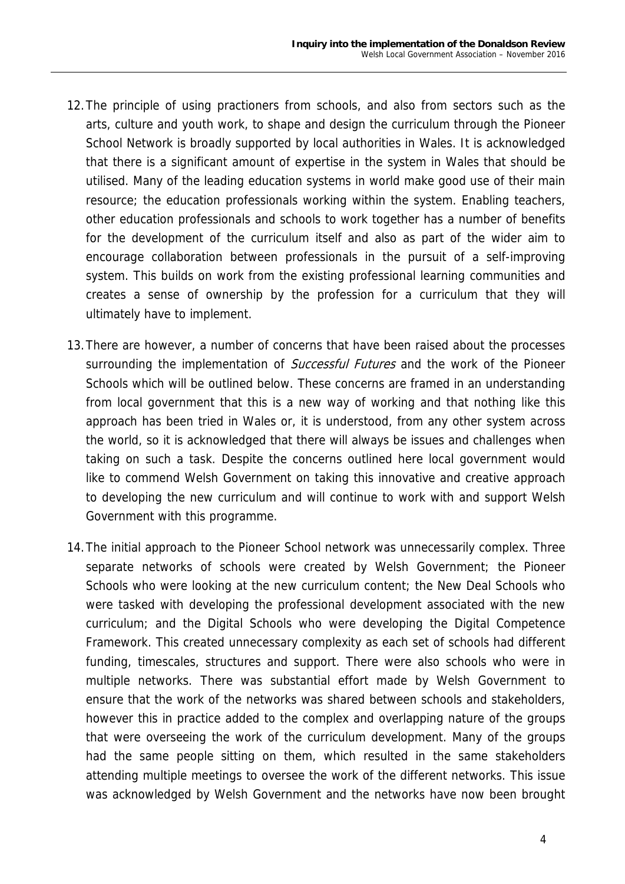12. The principle of using practioners from schools, and also from sectors such as the arts, culture and youth work, to shape and design the curriculum through the Pioneer School Network is broadly supported by local authorities in Wales. It is acknowledged that there is a significant amount of expertise in the system in Wales that should be utilised. Many of the leading education systems in world make good use of their main resource; the education professionals working within the system. Enabling teachers, other education professionals and schools to work together has a number of benefits for the development of the curriculum itself and also as part of the wider aim to encourage collaboration between professionals in the pursuit of a self-improving system. This builds on work from the existing professional learning communities and creates a sense of ownership by the profession for a curriculum that they will ultimately have to implement.

13. There are however, a number of concerns that have been raised about the processes surrounding the implementation of *Successful Futures* and the work of the Pioneer Schools which will be outlined below. These concerns are framed in an understanding from local government that this is a new way of working and that nothing like this approach has been tried in Wales or, it is understood, from any other system across the world, so it is acknowledged that there will always be issues and challenges when taking on such a task. Despite the concerns outlined here local government would like to commend Welsh Government on taking this innovative and creative approach to developing the new curriculum and will continue to work with and support Welsh Government with this programme.

14. The initial approach to the Pioneer School network was unnecessarily complex. Three separate networks of schools were created by Welsh Government; the Pioneer Schools who were looking at the new curriculum content; the New Deal Schools who were tasked with developing the professional development associated with the new curriculum; and the Digital Schools who were developing the Digital Competence Framework. This created unnecessary complexity as each set of schools had different funding, timescales, structures and support. There were also schools who were in multiple networks. There was substantial effort made by Welsh Government to ensure that the work of the networks was shared between schools and stakeholders, however this in practice added to the complex and overlapping nature of the groups that were overseeing the work of the curriculum development. Many of the groups had the same people sitting on them, which resulted in the same stakeholders attending multiple meetings to oversee the work of the different networks. This issue was acknowledged by Welsh Government and the networks have now been brought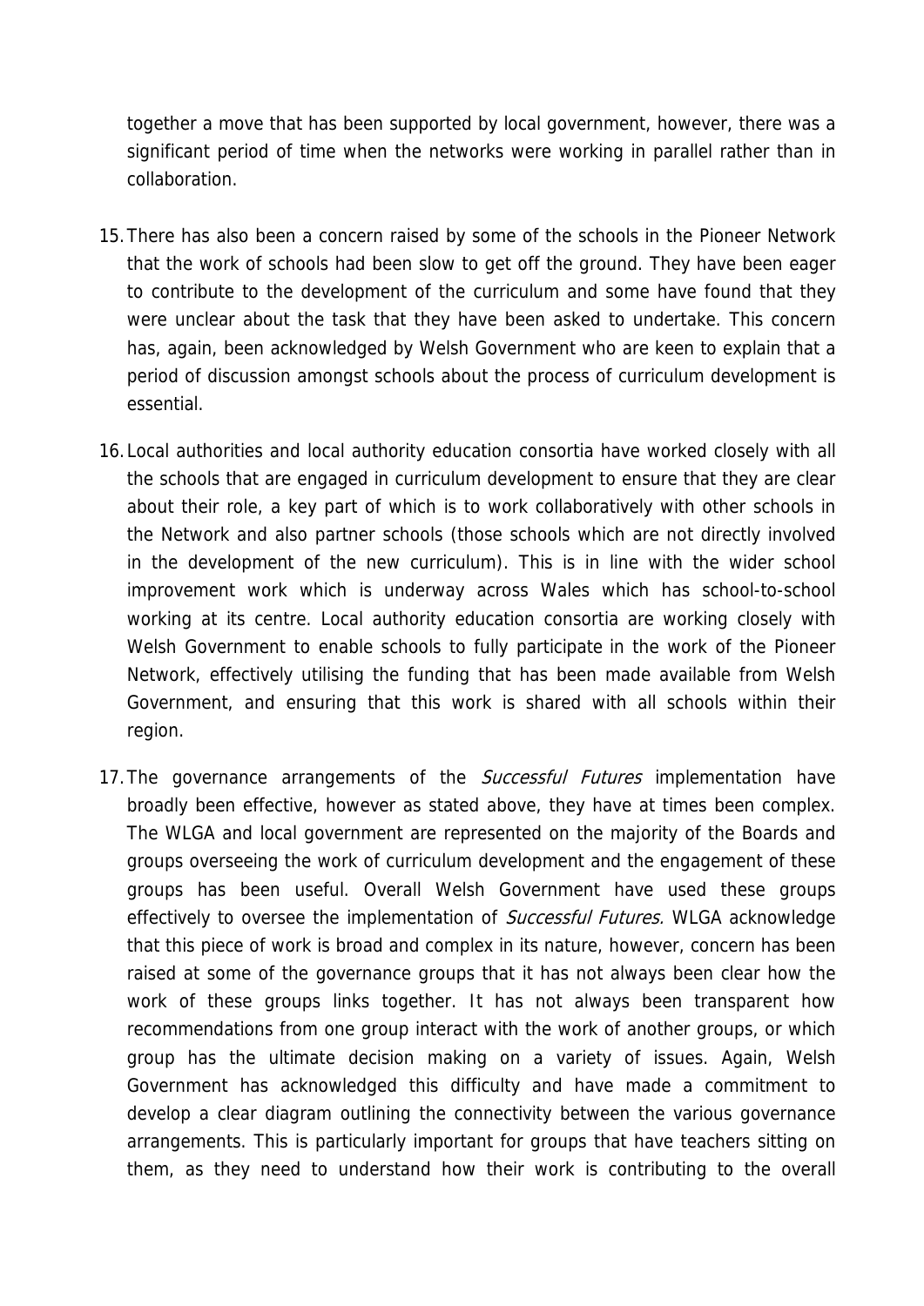together a move that has been supported by local government, however, there was a significant period of time when the networks were working in parallel rather than in collaboration.

15. There has also been a concern raised by some of the schools in the Pioneer Network that the work of schools had been slow to get off the ground. They have been eager to contribute to the development of the curriculum and some have found that they were unclear about the task that they have been asked to undertake. This concern has, again, been acknowledged by Welsh Government who are keen to explain that a period of discussion amongst schools about the process of curriculum development is essential.

16. Local authorities and local authority education consortia have worked closely with all the schools that are engaged in curriculum development to ensure that they are clear about their role, a key part of which is to work collaboratively with other schools in the Network and also partner schools (those schools which are not directly involved in the development of the new curriculum). This is in line with the wider school improvement work which is underway across Wales which has school-to-school working at its centre. Local authority education consortia are working closely with Welsh Government to enable schools to fully participate in the work of the Pioneer Network, effectively utilising the funding that has been made available from Welsh Government, and ensuring that this work is shared with all schools within their region.

17. The governance arrangements of the *Successful Futures* implementation have broadly been effective, however as stated above, they have at times been complex. The WLGA and local government are represented on the majority of the Boards and groups overseeing the work of curriculum development and the engagement of these groups has been useful. Overall Welsh Government have used these groups effectively to oversee the implementation of *Successful Futures.* WLGA acknowledge that this piece of work is broad and complex in its nature, however, concern has been raised at some of the governance groups that it has not always been clear how the work of these groups links together. It has not always been transparent how recommendations from one group interact with the work of another groups, or which group has the ultimate decision making on a variety of issues. Again, Welsh Government has acknowledged this difficulty and have made a commitment to develop a clear diagram outlining the connectivity between the various governance arrangements. This is particularly important for groups that have teachers sitting on them, as they need to understand how their work is contributing to the overall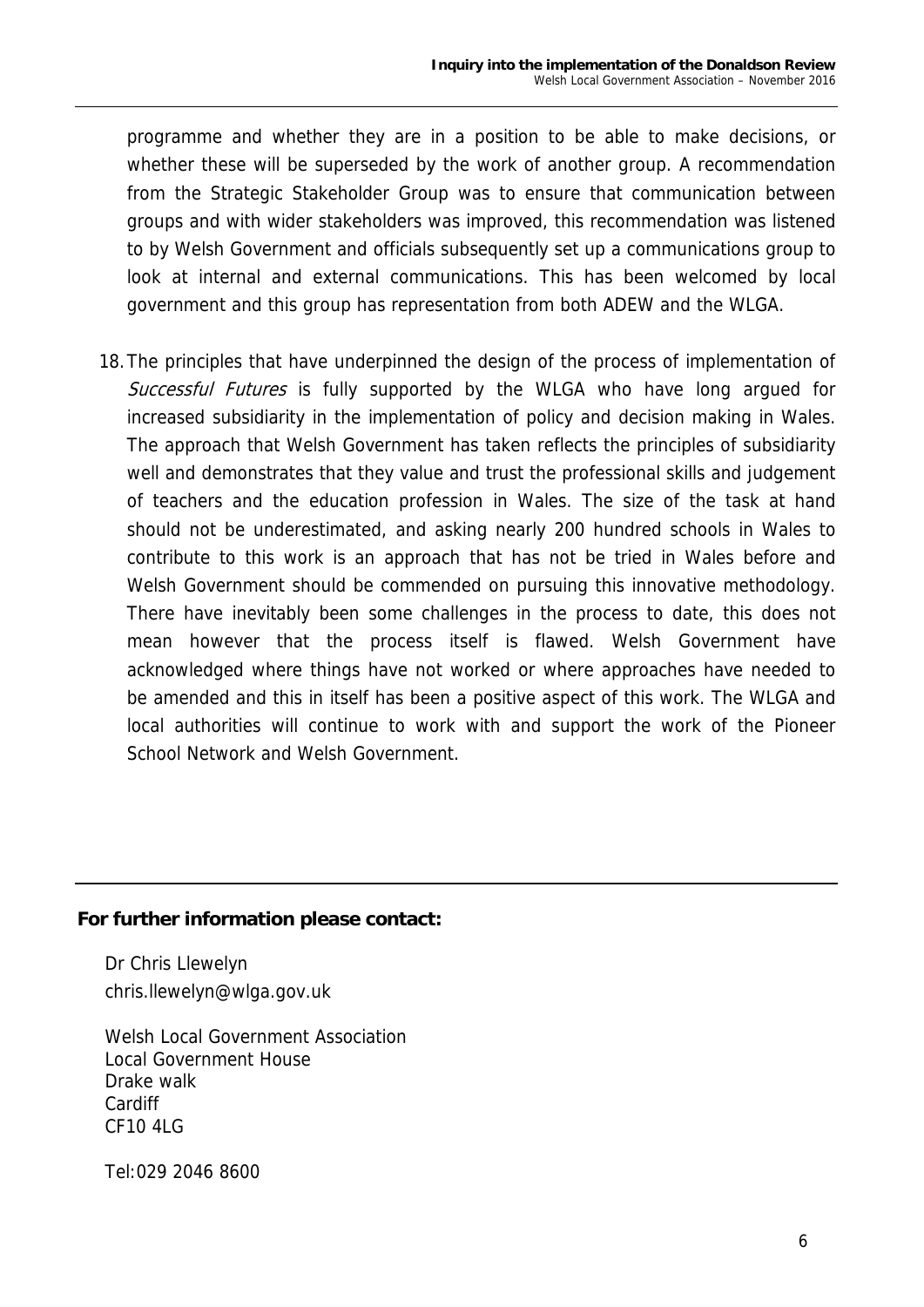programme and whether they are in a position to be able to make decisions, or whether these will be superseded by the work of another group. A recommendation from the Strategic Stakeholder Group was to ensure that communication between groups and with wider stakeholders was improved, this recommendation was listened to by Welsh Government and officials subsequently set up a communications group to look at internal and external communications. This has been welcomed by local government and this group has representation from both ADEW and the WLGA.

18. The principles that have underpinned the design of the process of implementation of *Successful Futures* is fully supported by the WLGA who have long argued for increased subsidiarity in the implementation of policy and decision making in Wales. The approach that Welsh Government has taken reflects the principles of subsidiarity well and demonstrates that they value and trust the professional skills and judgement of teachers and the education profession in Wales. The size of the task at hand should not be underestimated, and asking nearly 200 hundred schools in Wales to contribute to this work is an approach that has not be tried in Wales before and Welsh Government should be commended on pursuing this innovative methodology. There have inevitably been some challenges in the process to date, this does not mean however that the process itself is flawed. Welsh Government have acknowledged where things have not worked or where approaches have needed to be amended and this in itself has been a positive aspect of this work. The WLGA and local authorities will continue to work with and support the work of the Pioneer School Network and Welsh Government.

---

**For further information please contact:**

Dr Chris Llewelyn
chris.llewelyn@wlga.gov.uk

Welsh Local Government Association
Local Government House
Drake walk
Cardiff
CF10 4LG

Tel:029 2046 8600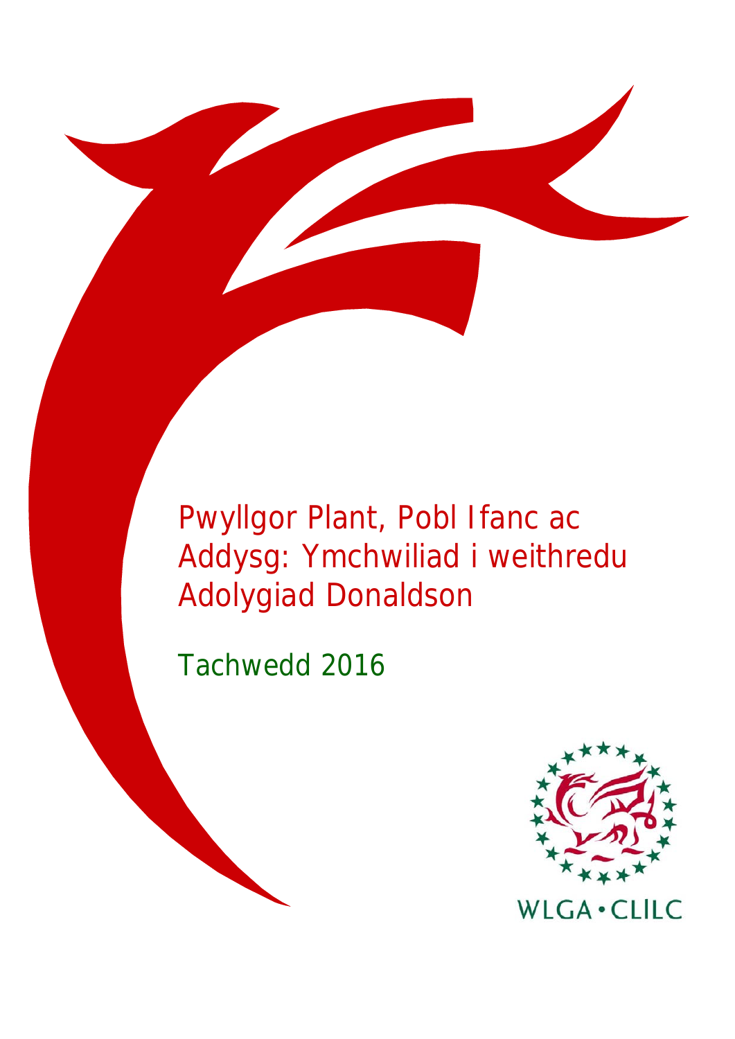# Pwyllgor Plant, Pobl Ifanc ac Addysg: Ymchwiliad i weithredu Adolygiad Donaldson

Tachwedd 2016

WLGA • CLlLC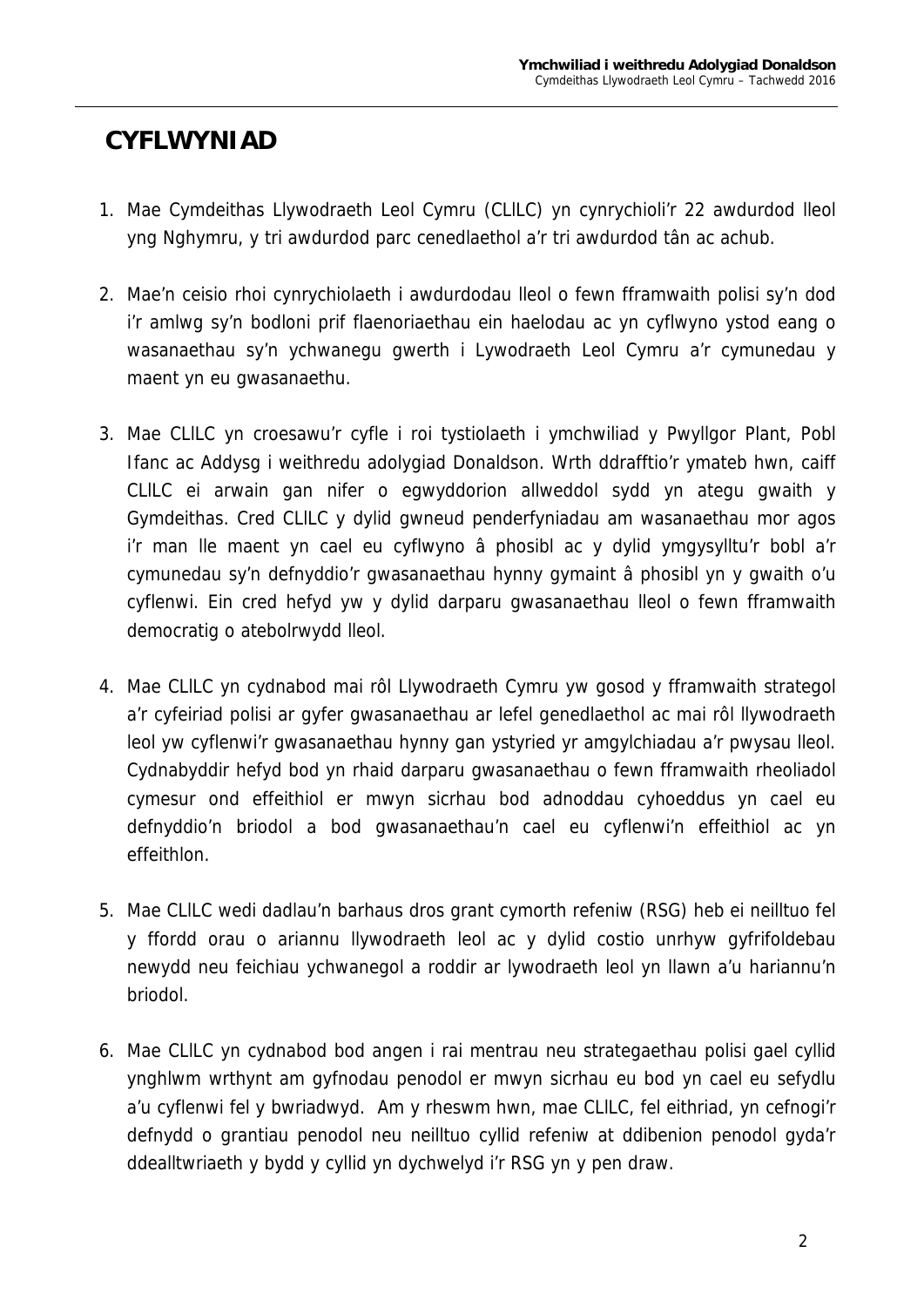# CYFLWYNIAD

1. Mae Cymdeithas Llywodraeth Leol Cymru (CLlLC) yn cynrychioli'r 22 awdurdod lleol yng Nghymru, y tri awdurdod parc cenedlaethol a'r tri awdurdod tân ac achub.

2. Mae'n ceisio rhoi cynrychiolaeth i awdurdodau lleol o fewn fframwaith polisi sy'n dod i'r amlwg sy'n bodloni prif flaenoriaethau ein haelodau ac yn cyflwyno ystod eang o wasanaethau sy'n ychwanegu gwerth i Lywodraeth Leol Cymru a'r cymunedau y maent yn eu gwasanaethu.

3. Mae CLlLC yn croesawu'r cyfle i roi tystiolaeth i ymchwiliad y Pwyllgor Plant, Pobl Ifanc ac Addysg i weithredu adolygiad Donaldson. Wrth ddrafftio'r ymateb hwn, caiff CLlLC ei arwain gan nifer o egwyddorion allweddol sydd yn ategu gwaith y Gymdeithas. Cred CLlLC y dylid gwneud penderfyniadau am wasanaethau mor agos i'r man lle maent yn cael eu cyflwyno â phosibl ac y dylid ymgysylltu'r bobl a'r cymunedau sy'n defnyddio'r gwasanaethau hynny gymaint â phosibl yn y gwaith o'u cyflenwi. Ein cred hefyd yw y dylid darparu gwasanaethau lleol o fewn fframwaith democratig o atebolrwydd lleol.

4. Mae CLlLC yn cydnabod mai rôl Llywodraeth Cymru yw gosod y fframwaith strategol a'r cyfeiriad polisi ar gyfer gwasanaethau ar lefel genedlaethol ac mai rôl llywodraeth leol yw cyflenwi'r gwasanaethau hynny gan ystyried yr amgylchiadau a'r pwysau lleol. Cydnabyddir hefyd bod yn rhaid darparu gwasanaethau o fewn fframwaith rheoliadol cymesur ond effeithiol er mwyn sicrhau bod adnoddau cyhoeddus yn cael eu defnyddio'n briodol a bod gwasanaethau'n cael eu cyflenwi'n effeithiol ac yn effeithlon.

5. Mae CLlLC wedi dadlau'n barhaus dros grant cymorth refeniw (RSG) heb ei neilltuo fel y ffordd orau o ariannu llywodraeth leol ac y dylid costio unrhyw gyfrifoldebau newydd neu feichiau ychwanegol a roddir ar lywodraeth leol yn llawn a'u hariannu'n briodol.

6. Mae CLlLC yn cydnabod bod angen i rai mentrau neu strategaethau polisi gael cyllid ynghlwm wrthynt am gyfnodau penodol er mwyn sicrhau eu bod yn cael eu sefydlu a'u cyflenwi fel y bwriadwyd. Am y rheswm hwn, mae CLlLC, fel eithriad, yn cefnogi'r defnydd o grantiau penodol neu neilltuo cyllid refeniw at ddibenion penodol gyda'r ddealltwriaeth y bydd y cyllid yn dychwelyd i'r RSG yn y pen draw.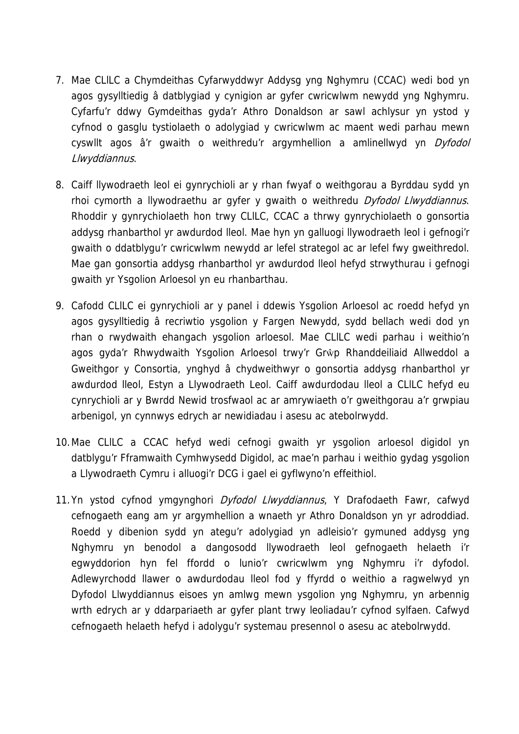7. Mae CLlLC a Chymdeithas Cyfarwyddwyr Addysg yng Nghymru (CCAC) wedi bod yn agos gysylltiedig â datblygiad y cynigion ar gyfer cwricwlwm newydd yng Nghymru. Cyfarfu'r ddwy Gymdeithas gyda'r Athro Donaldson ar sawl achlysur yn ystod y cyfnod o gasglu tystiolaeth o adolygiad y cwricwlwm ac maent wedi parhau mewn cyswllt agos â'r gwaith o weithredu'r argymhellion a amlinellwyd yn *Dyfodol Llwyddiannus*.

8. Caiff llywodraeth leol ei gynrychioli ar y rhan fwyaf o weithgorau a Byrddau sydd yn rhoi cymorth a llywodraethu ar gyfer y gwaith o weithredu *Dyfodol Llwyddiannus*. Rhoddir y gynrychiolaeth hon trwy CLlLC, CCAC a thrwy gynrychiolaeth o gonsortia addysg rhanbarthol yr awdurdod lleol. Mae hyn yn galluogi llywodraeth leol i gefnogi'r gwaith o ddatblygu'r cwricwlwm newydd ar lefel strategol ac ar lefel fwy gweithredol. Mae gan gonsortia addysg rhanbarthol yr awdurdod lleol hefyd strwythurau i gefnogi gwaith yr Ysgolion Arloesol yn eu rhanbarthau.

9. Cafodd CLlLC ei gynrychioli ar y panel i ddewis Ysgolion Arloesol ac roedd hefyd yn agos gysylltiedig â recriwtio ysgolion y Fargen Newydd, sydd bellach wedi dod yn rhan o rwydwaith ehangach ysgolion arloesol. Mae CLlLC wedi parhau i weithio'n agos gyda'r Rhwydwaith Ysgolion Arloesol trwy'r Grŵp Rhanddeiliaid Allweddol a Gweithgor y Consortia, ynghyd â chydweithwyr o gonsortia addysg rhanbarthol yr awdurdod lleol, Estyn a Llywodraeth Leol. Caiff awdurdodau lleol a CLlLC hefyd eu cynrychioli ar y Bwrdd Newid trosfwaol ac ar amrywiaeth o'r gweithgorau a'r grwpiau arbenigol, yn cynnwys edrych ar newidiadau i asesu ac atebolrwydd.

10. Mae CLlLC a CCAC hefyd wedi cefnogi gwaith yr ysgolion arloesol digidol yn datblygu'r Fframwaith Cymhwysedd Digidol, ac mae'n parhau i weithio gydag ysgolion a Llywodraeth Cymru i alluogi'r DCG i gael ei gyflwyno'n effeithiol.

11. Yn ystod cyfnod ymgynghori *Dyfodol Llwyddiannus*, Y Drafodaeth Fawr, cafwyd cefnogaeth eang am yr argymhellion a wnaeth yr Athro Donaldson yn yr adroddiad. Roedd y dibenion sydd yn ategu'r adolygiad yn adleisio'r gymuned addysg yng Nghymru yn benodol a dangosodd llywodraeth leol gefnogaeth helaeth i'r egwyddorion hyn fel ffordd o lunio'r cwricwlwm yng Nghymru i'r dyfodol. Adlewyrchodd llawer o awdurdodau lleol fod y ffyrdd o weithio a ragwelwyd yn Dyfodol Llwyddiannus eisoes yn amlwg mewn ysgolion yng Nghymru, yn arbennig wrth edrych ar y ddarpariaeth ar gyfer plant trwy leoliadau'r cyfnod sylfaen. Cafwyd cefnogaeth helaeth hefyd i adolygu'r systemau presennol o asesu ac atebolrwydd.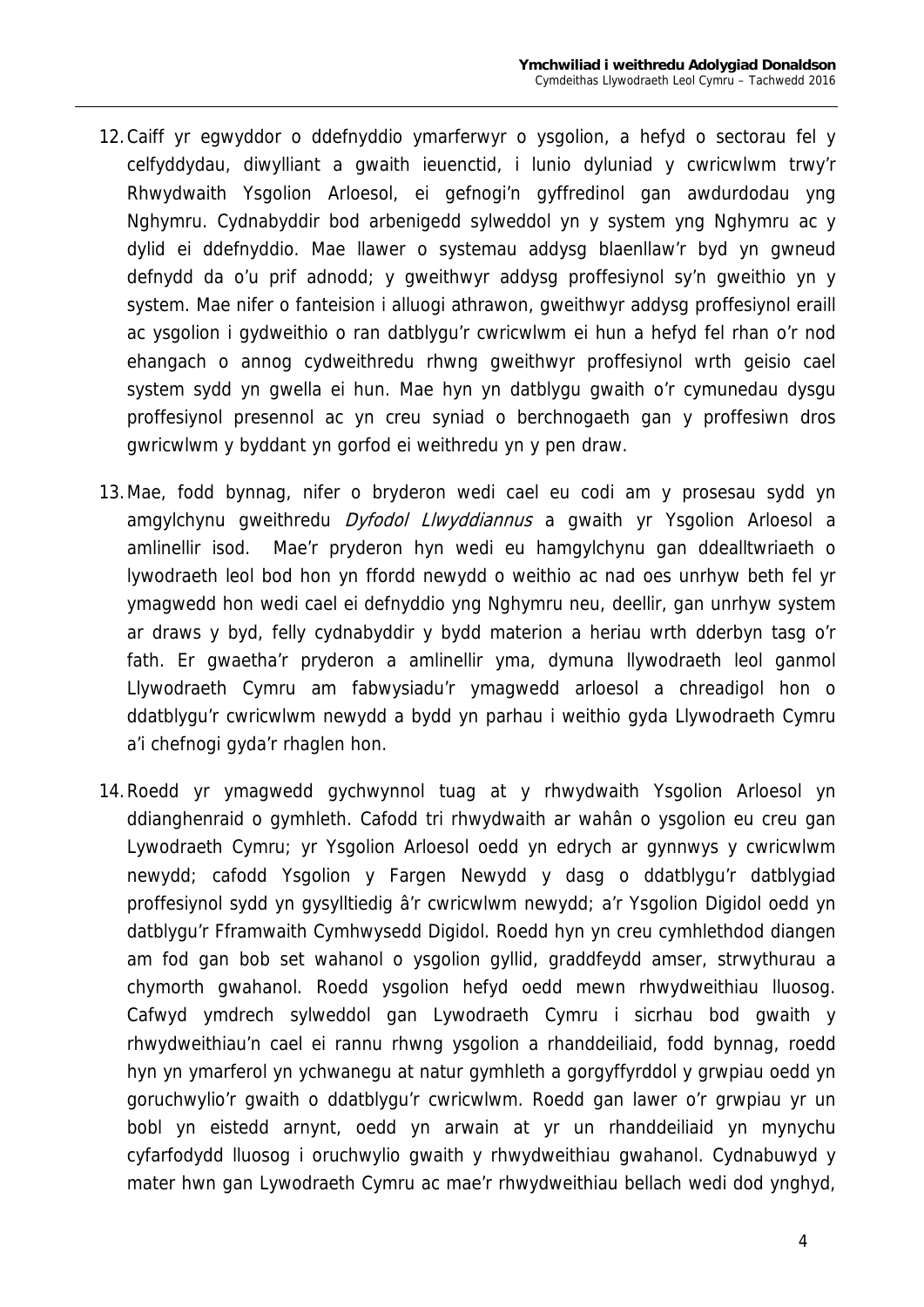12. Caiff yr egwyddor o ddefnyddio ymarferwyr o ysgolion, a hefyd o sectorau fel y celfyddydau, diwylliant a gwaith ieuenctid, i lunio dyluniad y cwricwlwm trwy'r Rhwydwaith Ysgolion Arloesol, ei gefnogi'n gyffredinol gan awdurdodau yng Nghymru. Cydnabyddir bod arbenigedd sylweddol yn y system yng Nghymru ac y dylid ei ddefnyddio. Mae llawer o systemau addysg blaenllaw'r byd yn gwneud defnydd da o'u prif adnodd; y gweithwyr addysg proffesiynol sy'n gweithio yn y system. Mae nifer o fanteision i alluogi athrawon, gweithwyr addysg proffesiynol eraill ac ysgolion i gydweithio o ran datblygu'r cwricwlwm ei hun a hefyd fel rhan o'r nod ehangach o annog cydweithredu rhwng gweithwyr proffesiynol wrth geisio cael system sydd yn gwella ei hun. Mae hyn yn datblygu gwaith o'r cymunedau dysgu proffesiynol presennol ac yn creu syniad o berchnogaeth gan y proffesiwn dros gwricwlwm y byddant yn gorfod ei weithredu yn y pen draw.

13. Mae, fodd bynnag, nifer o bryderon wedi cael eu codi am y prosesau sydd yn amgylchynu gweithredu *Dyfodol Llwyddiannus* a gwaith yr Ysgolion Arloesol a amlinellir isod. Mae'r pryderon hyn wedi eu hamgylchynu gan ddealltwriaeth o lywodraeth leol bod hon yn ffordd newydd o weithio ac nad oes unrhyw beth fel yr ymagwedd hon wedi cael ei defnyddio yng Nghymru neu, deellir, gan unrhyw system ar draws y byd, felly cydnabyddir y bydd materion a heriau wrth dderbyn tasg o'r fath. Er gwaetha'r pryderon a amlinellir yma, dymuna llywodraeth leol ganmol Llywodraeth Cymru am fabwysiadu'r ymagwedd arloesol a chreadigol hon o ddatblygu'r cwricwlwm newydd a bydd yn parhau i weithio gyda Llywodraeth Cymru a'i chefnogi gyda'r rhaglen hon.

14. Roedd yr ymagwedd gychwynnol tuag at y rhwydwaith Ysgolion Arloesol yn ddianghenraid o gymhleth. Cafodd tri rhwydwaith ar wahân o ysgolion eu creu gan Lywodraeth Cymru; yr Ysgolion Arloesol oedd yn edrych ar gynnwys y cwricwlwm newydd; cafodd Ysgolion y Fargen Newydd y dasg o ddatblygu'r datblygiad proffesiynol sydd yn gysylltiedig â'r cwricwlwm newydd; a'r Ysgolion Digidol oedd yn datblygu'r Fframwaith Cymhwysedd Digidol. Roedd hyn yn creu cymhlethdod diangen am fod gan bob set wahanol o ysgolion gyllid, graddfeydd amser, strwythurau a chymorth gwahanol. Roedd ysgolion hefyd oedd mewn rhwydweithiau lluosog. Cafwyd ymdrech sylweddol gan Lywodraeth Cymru i sicrhau bod gwaith y rhwydweithiau'n cael ei rannu rhwng ysgolion a rhanddeiliaid, fodd bynnag, roedd hyn yn ymarferol yn ychwanegu at natur gymhleth a gorgyffyrddol y grwpiau oedd yn goruchwylio'r gwaith o ddatblygu'r cwricwlwm. Roedd gan lawer o'r grwpiau yr un bobl yn eistedd arnynt, oedd yn arwain at yr un rhanddeiliaid yn mynychu cyfarfodydd lluosog i oruchwylio gwaith y rhwydweithiau gwahanol. Cydnabuwyd y mater hwn gan Lywodraeth Cymru ac mae'r rhwydweithiau bellach wedi dod ynghyd,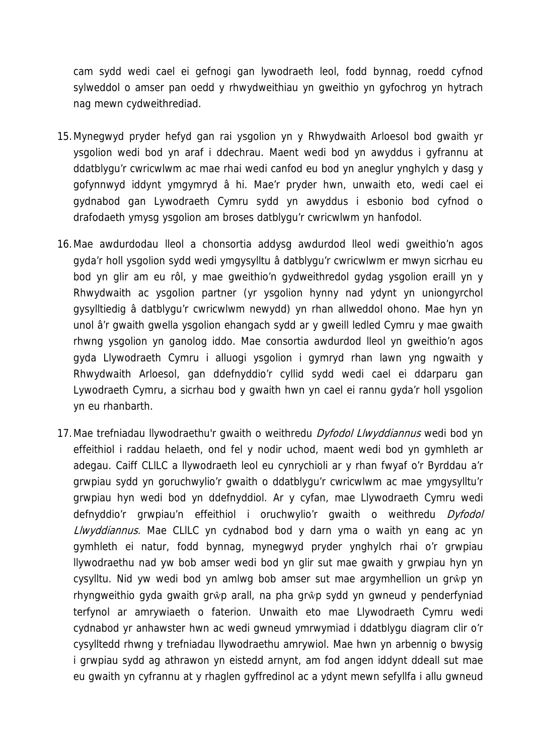cam sydd wedi cael ei gefnogi gan lywodraeth leol, fodd bynnag, roedd cyfnod sylweddol o amser pan oedd y rhwydweithiau yn gweithio yn gyfochrog yn hytrach nag mewn cydweithrediad.

15. Mynegwyd pryder hefyd gan rai ysgolion yn y Rhwydwaith Arloesol bod gwaith yr ysgolion wedi bod yn araf i ddechrau. Maent wedi bod yn awyddus i gyfrannu at ddatblygu'r cwricwlwm ac mae rhai wedi canfod eu bod yn aneglur ynghylch y dasg y gofynnwyd iddynt ymgymryd â hi. Mae'r pryder hwn, unwaith eto, wedi cael ei gydnabod gan Lywodraeth Cymru sydd yn awyddus i esbonio bod cyfnod o drafodaeth ymysg ysgolion am broses datblygu'r cwricwlwm yn hanfodol.

16. Mae awdurdodau lleol a chonsortia addysg awdurdod lleol wedi gweithio'n agos gyda'r holl ysgolion sydd wedi ymgysylltu â datblygu'r cwricwlwm er mwyn sicrhau eu bod yn glir am eu rôl, y mae gweithio'n gydweithredol gydag ysgolion eraill yn y Rhwydwaith ac ysgolion partner (yr ysgolion hynny nad ydynt yn uniongyrchol gysylltiedig â datblygu'r cwricwlwm newydd) yn rhan allweddol ohono. Mae hyn yn unol â'r gwaith gwella ysgolion ehangach sydd ar y gweill ledled Cymru y mae gwaith rhwng ysgolion yn ganolog iddo. Mae consortia awdurdod lleol yn gweithio'n agos gyda Llywodraeth Cymru i alluogi ysgolion i gymryd rhan lawn yng ngwaith y Rhwydwaith Arloesol, gan ddefnyddio'r cyllid sydd wedi cael ei ddarparu gan Lywodraeth Cymru, a sicrhau bod y gwaith hwn yn cael ei rannu gyda'r holl ysgolion yn eu rhanbarth.

17. Mae trefniadau llywodraethu'r gwaith o weithredu *Dyfodol Llwyddiannus* wedi bod yn effeithiol i raddau helaeth, ond fel y nodir uchod, maent wedi bod yn gymhleth ar adegau. Caiff CLlLC a llywodraeth leol eu cynrychioli ar y rhan fwyaf o'r Byrddau a'r grwpiau sydd yn goruchwylio'r gwaith o ddatblygu'r cwricwlwm ac mae ymgysylltu'r grwpiau hyn wedi bod yn ddefnyddiol. Ar y cyfan, mae Llywodraeth Cymru wedi defnyddio'r grwpiau'n effeithiol i oruchwylio'r gwaith o weithredu *Dyfodol Llwyddiannus.* Mae CLlLC yn cydnabod bod y darn yma o waith yn eang ac yn gymhleth ei natur, fodd bynnag, mynegwyd pryder ynghylch rhai o'r grwpiau llywodraethu nad yw bob amser wedi bod yn glir sut mae gwaith y grwpiau hyn yn cysylltu. Nid yw wedi bod yn amlwg bob amser sut mae argymhellion un grŵp yn rhyngweithio gyda gwaith grŵp arall, na pha grŵp sydd yn gwneud y penderfyniad terfynol ar amrywiaeth o faterion. Unwaith eto mae Llywodraeth Cymru wedi cydnabod yr anhawster hwn ac wedi gwneud ymrwymiad i ddatblygu diagram clir o'r cysylltedd rhwng y trefniadau llywodraethu amrywiol. Mae hwn yn arbennig o bwysig i grwpiau sydd ag athrawon yn eistedd arnynt, am fod angen iddynt ddeall sut mae eu gwaith yn cyfrannu at y rhaglen gyffredinol ac a ydynt mewn sefyllfa i allu gwneud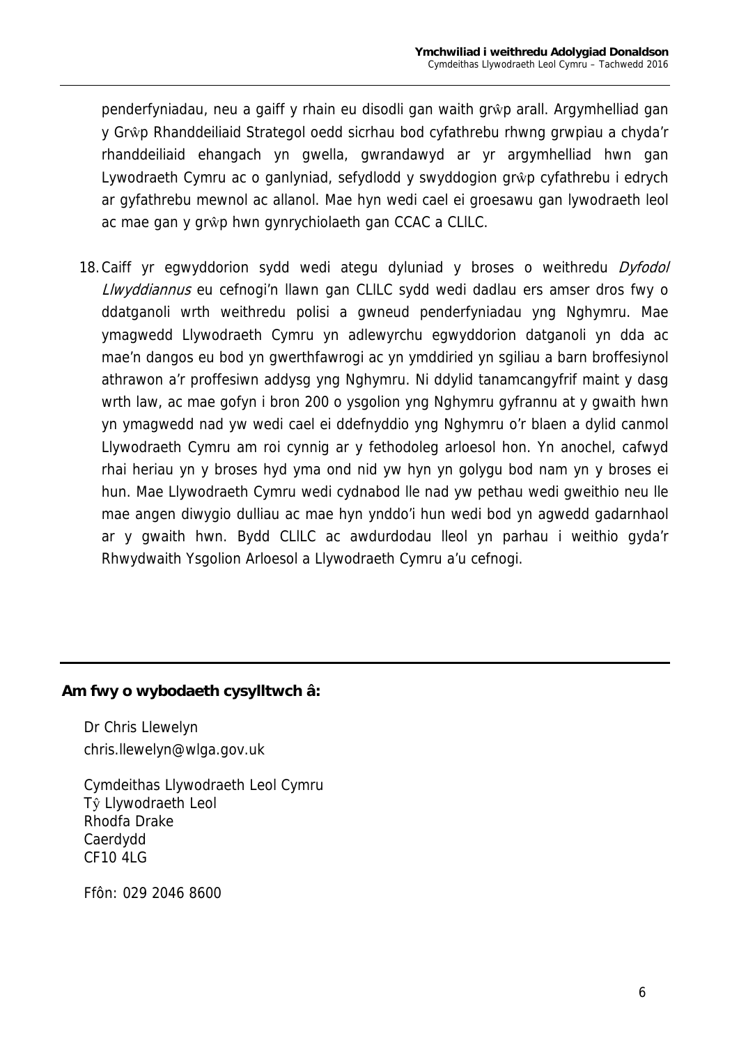penderfyniadau, neu a gaiff y rhain eu disodli gan waith grŵp arall. Argymhelliad gan y Grŵp Rhanddeiliaid Strategol oedd sicrhau bod cyfathrebu rhwng grwpiau a chyda'r rhanddeiliaid ehangach yn gwella, gwrandawyd ar yr argymhelliad hwn gan Lywodraeth Cymru ac o ganlyniad, sefydlodd y swyddogion grŵp cyfathrebu i edrych ar gyfathrebu mewnol ac allanol. Mae hyn wedi cael ei groesawu gan lywodraeth leol ac mae gan y grŵp hwn gynrychiolaeth gan CCAC a CLlLC.

18. Caiff yr egwyddorion sydd wedi ategu dyluniad y broses o weithredu *Dyfodol Llwyddiannus* eu cefnogi'n llawn gan CLlLC sydd wedi dadlau ers amser dros fwy o ddatganoli wrth weithredu polisi a gwneud penderfyniadau yng Nghymru. Mae ymagwedd Llywodraeth Cymru yn adlewyrchu egwyddorion datganoli yn dda ac mae'n dangos eu bod yn gwerthfawrogi ac yn ymddiried yn sgiliau a barn broffesiynol athrawon a'r proffesiwn addysg yng Nghymru. Ni ddylid tanamcangyfrif maint y dasg wrth law, ac mae gofyn i bron 200 o ysgolion yng Nghymru gyfrannu at y gwaith hwn yn ymagwedd nad yw wedi cael ei ddefnyddio yng Nghymru o'r blaen a dylid canmol Llywodraeth Cymru am roi cynnig ar y fethodoleg arloesol hon. Yn anochel, cafwyd rhai heriau yn y broses hyd yma ond nid yw hyn yn golygu bod nam yn y broses ei hun. Mae Llywodraeth Cymru wedi cydnabod lle nad yw pethau wedi gweithio neu lle mae angen diwygio dulliau ac mae hyn ynddo'i hun wedi bod yn agwedd gadarnhaol ar y gwaith hwn. Bydd CLlLC ac awdurdodau lleol yn parhau i weithio gyda'r Rhwydwaith Ysgolion Arloesol a Llywodraeth Cymru a'u cefnogi.

---

**Am fwy o wybodaeth cysylltwch â:**

Dr Chris Llewelyn
chris.llewelyn@wlga.gov.uk

Cymdeithas Llywodraeth Leol Cymru
Tŷ Llywodraeth Leol
Rhodfa Drake
Caerdydd
CF10 4LG

Ffôn: 029 2046 8600